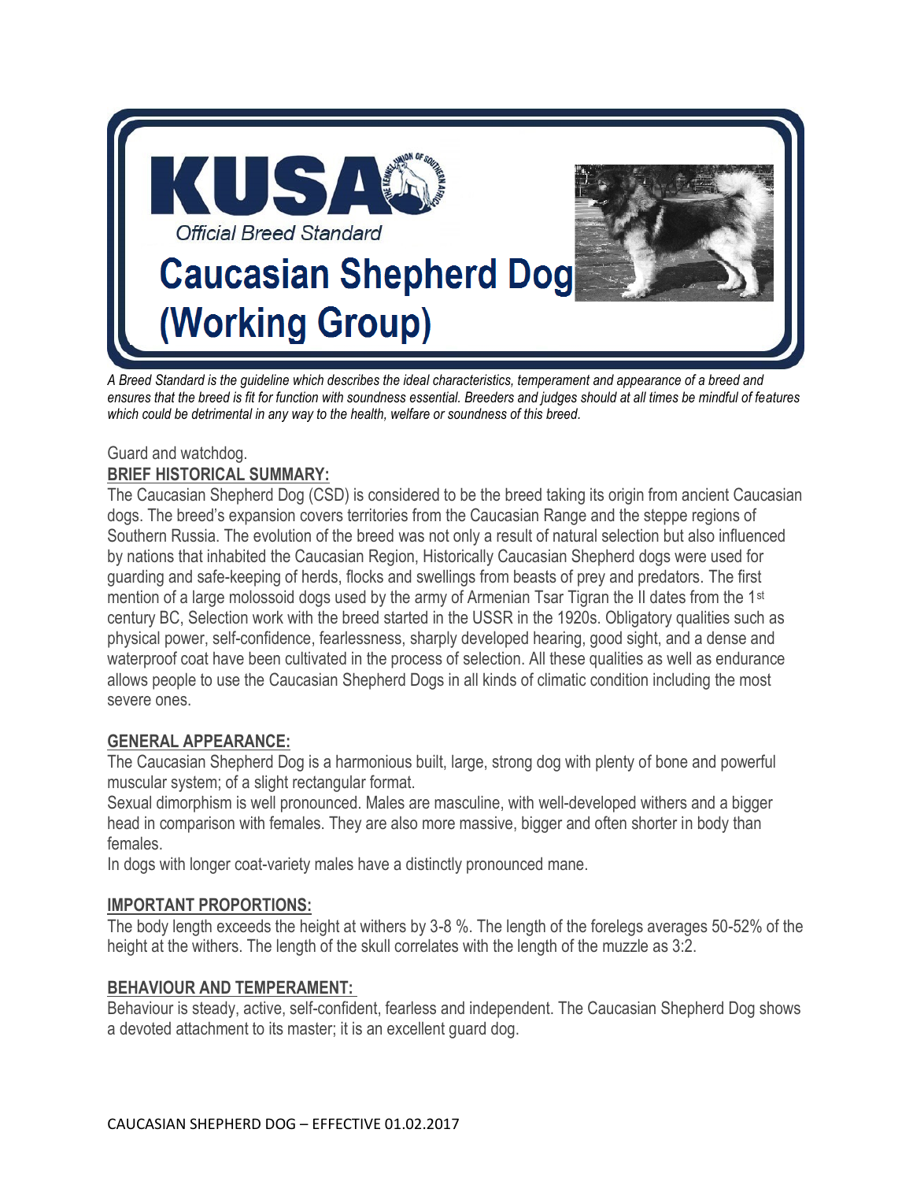# KUSA

*Official Breed Standard*

# Caucasian Shepherd Dog (Working Group)

*A Breed Standard is the guideline which describes the ideal characteristics, temperament and appearance of a breed and ensures that the breed is fit for function with soundness essential. Breeders and judges should at all times be mindful of features which could be detrimental in any way to the health, welfare or soundness of this breed.*

Guard and watchdog.

**BRIEF HISTORICAL SUMMARY:**

The Caucasian Shepherd Dog (CSD) is considered to be the breed taking its origin from ancient Caucasian dogs. The breed's expansion covers territories from the Caucasian Range and the steppe regions of Southern Russia. The evolution of the breed was not only a result of natural selection but also influenced by nations that inhabited the Caucasian Region, Historically Caucasian Shepherd dogs were used for guarding and safe-keeping of herds, flocks and swellings from beasts of prey and predators. The first mention of a large molossoid dogs used by the army of Armenian Tsar Tigran the II dates from the 1st century BC, Selection work with the breed started in the USSR in the 1920s. Obligatory qualities such as physical power, self-confidence, fearlessness, sharply developed hearing, good sight, and a dense and waterproof coat have been cultivated in the process of selection. All these qualities as well as endurance allows people to use the Caucasian Shepherd Dogs in all kinds of climatic condition including the most severe ones.

**GENERAL APPEARANCE:**

The Caucasian Shepherd Dog is a harmonious built, large, strong dog with plenty of bone and powerful muscular system; of a slight rectangular format.

Sexual dimorphism is well pronounced. Males are masculine, with well-developed withers and a bigger head in comparison with females. They are also more massive, bigger and often shorter in body than females.

In dogs with longer coat-variety males have a distinctly pronounced mane.

**IMPORTANT PROPORTIONS:**

The body length exceeds the height at withers by 3-8 %. The length of the forelegs averages 50-52% of the height at the withers. The length of the skull correlates with the length of the muzzle as 3:2.

**BEHAVIOUR AND TEMPERAMENT:**

Behaviour is steady, active, self-confident, fearless and independent. The Caucasian Shepherd Dog shows a devoted attachment to its master; it is an excellent guard dog.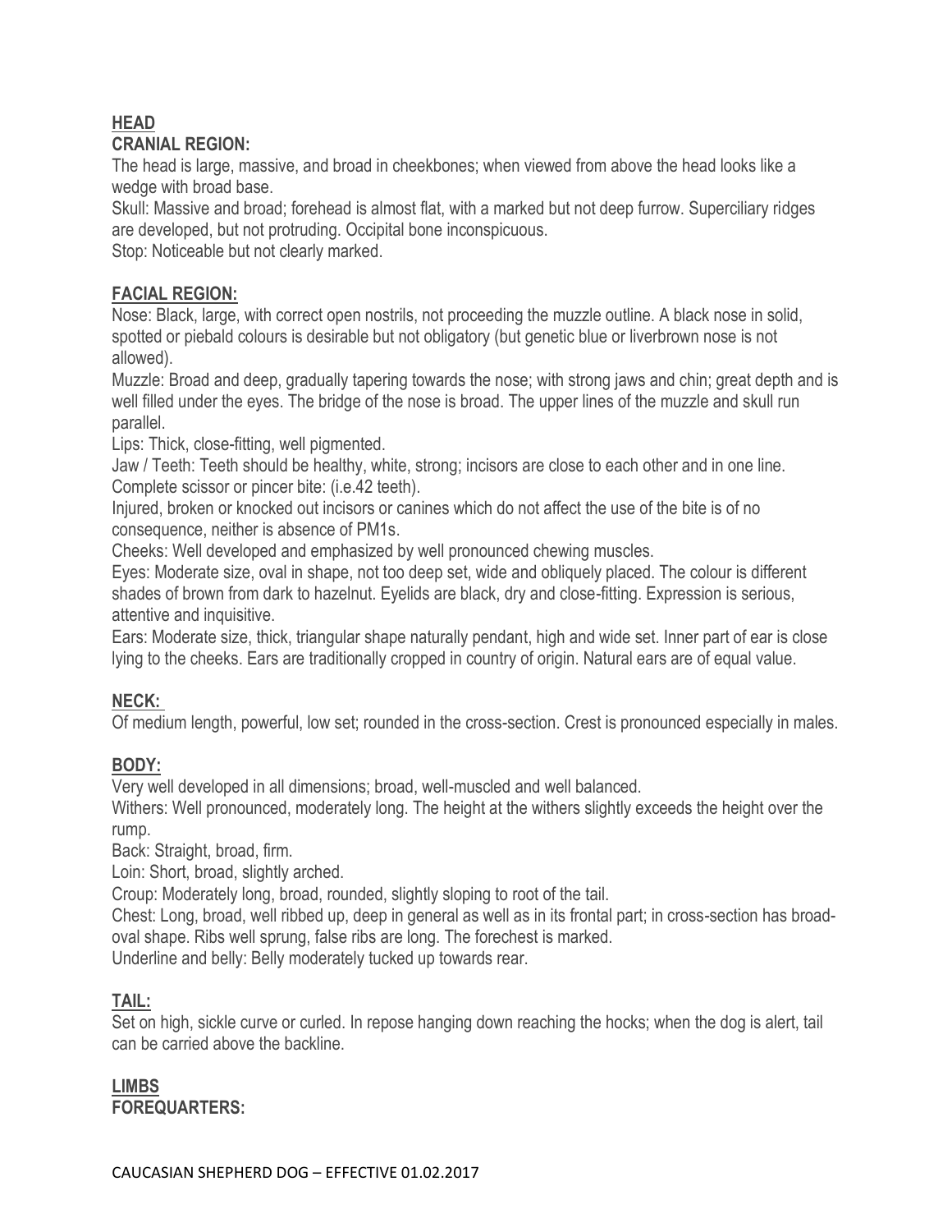## HEAD

### CRANIAL REGION:

The head is large, massive, and broad in cheekbones; when viewed from above the head looks like a wedge with broad base.

Skull: Massive and broad; forehead is almost flat, with a marked but not deep furrow. Superciliary ridges are developed, but not protruding. Occipital bone inconspicuous.

Stop: Noticeable but not clearly marked.

### FACIAL REGION:

Nose: Black, large, with correct open nostrils, not proceeding the muzzle outline. A black nose in solid, spotted or piebald colours is desirable but not obligatory (but genetic blue or liverbrown nose is not allowed).

Muzzle: Broad and deep, gradually tapering towards the nose; with strong jaws and chin; great depth and is well filled under the eyes. The bridge of the nose is broad. The upper lines of the muzzle and skull run parallel.

Lips: Thick, close-fitting, well pigmented.

Jaw / Teeth: Teeth should be healthy, white, strong; incisors are close to each other and in one line. Complete scissor or pincer bite: (i.e.42 teeth).

Injured, broken or knocked out incisors or canines which do not affect the use of the bite is of no consequence, neither is absence of PM1s.

Cheeks: Well developed and emphasized by well pronounced chewing muscles.

Eyes: Moderate size, oval in shape, not too deep set, wide and obliquely placed. The colour is different shades of brown from dark to hazelnut. Eyelids are black, dry and close-fitting. Expression is serious, attentive and inquisitive.

Ears: Moderate size, thick, triangular shape naturally pendant, high and wide set. Inner part of ear is close lying to the cheeks. Ears are traditionally cropped in country of origin. Natural ears are of equal value.

## NECK:

Of medium length, powerful, low set; rounded in the cross-section. Crest is pronounced especially in males.

## BODY:

Very well developed in all dimensions; broad, well-muscled and well balanced.

Withers: Well pronounced, moderately long. The height at the withers slightly exceeds the height over the rump.

Back: Straight, broad, firm.

Loin: Short, broad, slightly arched.

Croup: Moderately long, broad, rounded, slightly sloping to root of the tail.

Chest: Long, broad, well ribbed up, deep in general as well as in its frontal part; in cross-section has broad-oval shape. Ribs well sprung, false ribs are long. The forechest is marked.

Underline and belly: Belly moderately tucked up towards rear.

## TAIL:

Set on high, sickle curve or curled. In repose hanging down reaching the hocks; when the dog is alert, tail can be carried above the backline.

## LIMBS

### FOREQUARTERS: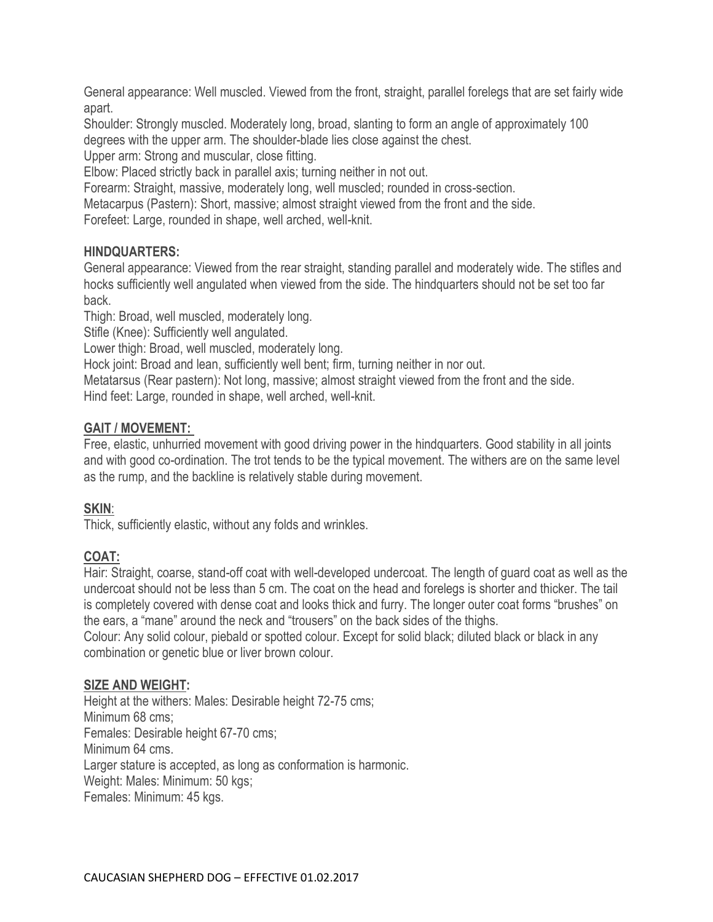General appearance: Well muscled. Viewed from the front, straight, parallel forelegs that are set fairly wide apart.

Shoulder: Strongly muscled. Moderately long, broad, slanting to form an angle of approximately 100 degrees with the upper arm. The shoulder-blade lies close against the chest.

Upper arm: Strong and muscular, close fitting.

Elbow: Placed strictly back in parallel axis; turning neither in not out.

Forearm: Straight, massive, moderately long, well muscled; rounded in cross-section.

Metacarpus (Pastern): Short, massive; almost straight viewed from the front and the side.

Forefeet: Large, rounded in shape, well arched, well-knit.

**HINDQUARTERS:**

General appearance: Viewed from the rear straight, standing parallel and moderately wide. The stifles and hocks sufficiently well angulated when viewed from the side. The hindquarters should not be set too far back.

Thigh: Broad, well muscled, moderately long.

Stifle (Knee): Sufficiently well angulated.

Lower thigh: Broad, well muscled, moderately long.

Hock joint: Broad and lean, sufficiently well bent; firm, turning neither in nor out.

Metatarsus (Rear pastern): Not long, massive; almost straight viewed from the front and the side.

Hind feet: Large, rounded in shape, well arched, well-knit.

**GAIT / MOVEMENT:**

Free, elastic, unhurried movement with good driving power in the hindquarters. Good stability in all joints and with good co-ordination. The trot tends to be the typical movement. The withers are on the same level as the rump, and the backline is relatively stable during movement.

**SKIN**:

Thick, sufficiently elastic, without any folds and wrinkles.

**COAT:**

Hair: Straight, coarse, stand-off coat with well-developed undercoat. The length of guard coat as well as the undercoat should not be less than 5 cm. The coat on the head and forelegs is shorter and thicker. The tail is completely covered with dense coat and looks thick and furry. The longer outer coat forms "brushes" on the ears, a "mane" around the neck and "trousers" on the back sides of the thighs.

Colour: Any solid colour, piebald or spotted colour. Except for solid black; diluted black or black in any combination or genetic blue or liver brown colour.

**SIZE AND WEIGHT:**

Height at the withers: Males: Desirable height 72-75 cms;
Minimum 68 cms;
Females: Desirable height 67-70 cms;
Minimum 64 cms.
Larger stature is accepted, as long as conformation is harmonic.
Weight: Males: Minimum: 50 kgs;
Females: Minimum: 45 kgs.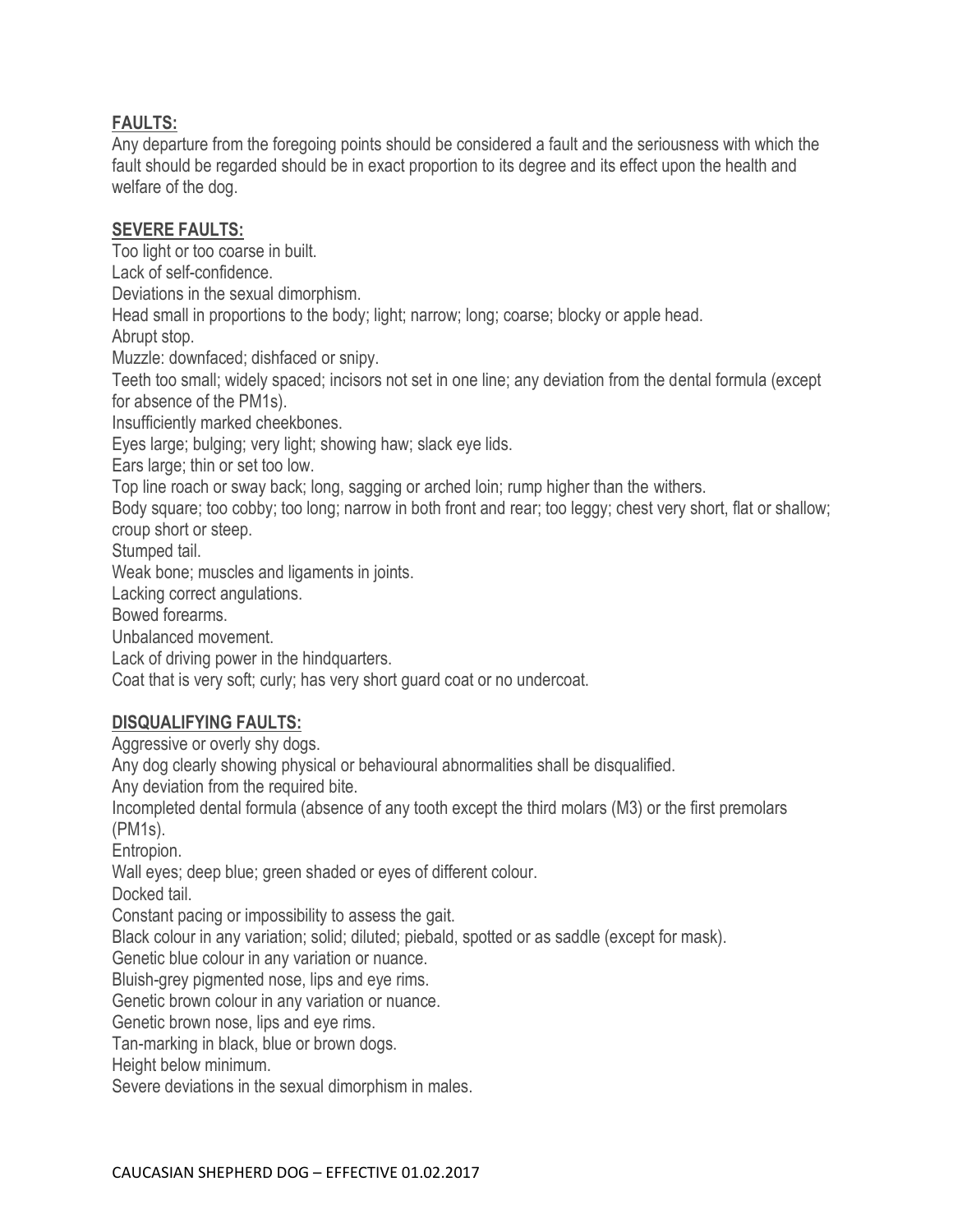## FAULTS:

Any departure from the foregoing points should be considered a fault and the seriousness with which the fault should be regarded should be in exact proportion to its degree and its effect upon the health and welfare of the dog.

## SEVERE FAULTS:

Too light or too coarse in built.
Lack of self-confidence.
Deviations in the sexual dimorphism.
Head small in proportions to the body; light; narrow; long; coarse; blocky or apple head.
Abrupt stop.
Muzzle: downfaced; dishfaced or snipy.
Teeth too small; widely spaced; incisors not set in one line; any deviation from the dental formula (except for absence of the PM1s).
Insufficiently marked cheekbones.
Eyes large; bulging; very light; showing haw; slack eye lids.
Ears large; thin or set too low.
Top line roach or sway back; long, sagging or arched loin; rump higher than the withers.
Body square; too cobby; too long; narrow in both front and rear; too leggy; chest very short, flat or shallow; croup short or steep.
Stumped tail.
Weak bone; muscles and ligaments in joints.
Lacking correct angulations.
Bowed forearms.
Unbalanced movement.
Lack of driving power in the hindquarters.
Coat that is very soft; curly; has very short guard coat or no undercoat.

## DISQUALIFYING FAULTS:

Aggressive or overly shy dogs.
Any dog clearly showing physical or behavioural abnormalities shall be disqualified.
Any deviation from the required bite.
Incompleted dental formula (absence of any tooth except the third molars (M3) or the first premolars (PM1s).
Entropion.
Wall eyes; deep blue; green shaded or eyes of different colour.
Docked tail.
Constant pacing or impossibility to assess the gait.
Black colour in any variation; solid; diluted; piebald, spotted or as saddle (except for mask).
Genetic blue colour in any variation or nuance.
Bluish-grey pigmented nose, lips and eye rims.
Genetic brown colour in any variation or nuance.
Genetic brown nose, lips and eye rims.
Tan-marking in black, blue or brown dogs.
Height below minimum.
Severe deviations in the sexual dimorphism in males.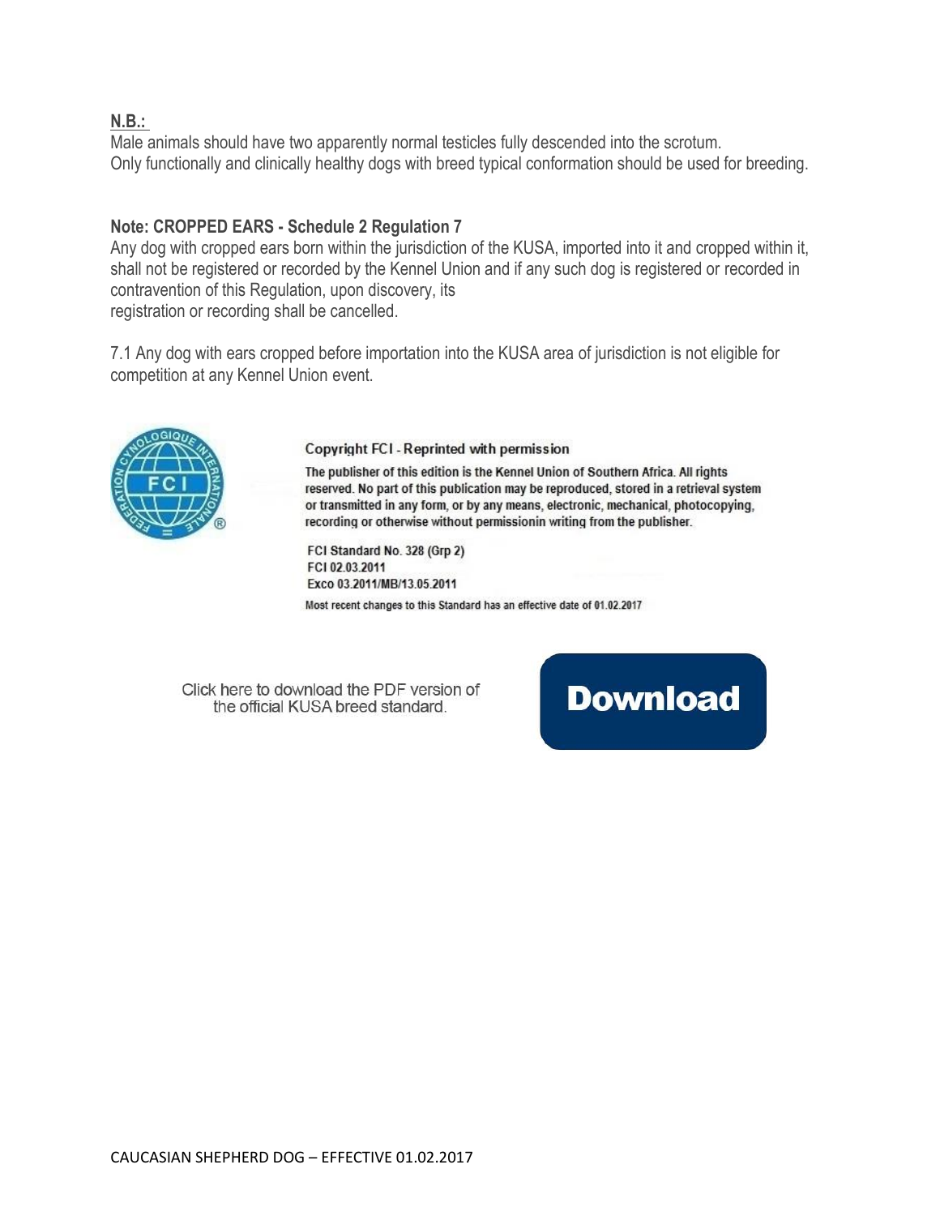**N.B.:**

Male animals should have two apparently normal testicles fully descended into the scrotum.
Only functionally and clinically healthy dogs with breed typical conformation should be used for breeding.

**Note: CROPPED EARS - Schedule 2 Regulation 7**

Any dog with cropped ears born within the jurisdiction of the KUSA, imported into it and cropped within it, shall not be registered or recorded by the Kennel Union and if any such dog is registered or recorded in contravention of this Regulation, upon discovery, its
registration or recording shall be cancelled.

7.1 Any dog with ears cropped before importation into the KUSA area of jurisdiction is not eligible for competition at any Kennel Union event.

**Copyright FCI - Reprinted with permission**

The publisher of this edition is the Kennel Union of Southern Africa. All rights reserved. No part of this publication may be reproduced, stored in a retrieval system or transmitted in any form, or by any means, electronic, mechanical, photocopying, recording or otherwise without permissionin writing from the publisher.

FCI Standard No. 328 (Grp 2)
FCI 02.03.2011
Exco 03.2011/MB/13.05.2011

Most recent changes to this Standard has an effective date of 01.02.2017

Click here to download the PDF version of the official KUSA breed standard.

**Download**